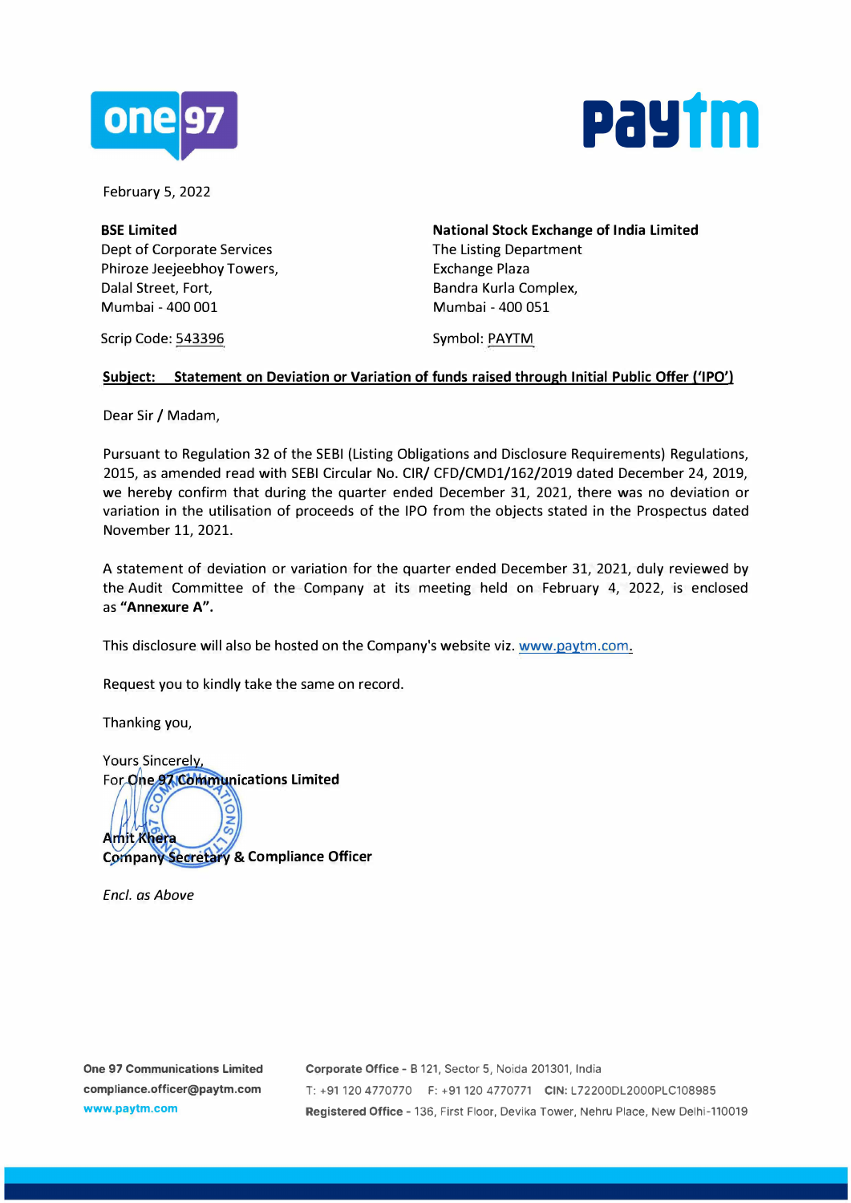February 5, 2022

**BSE Limited**
Dept of Corporate Services
Phiroze Jeejeebhoy Towers,
Dalal Street, Fort,
Mumbai - 400 001

Scrip Code: 543396

**National Stock Exchange of India Limited**
The Listing Department
Exchange Plaza
Bandra Kurla Complex,
Mumbai - 400 051

Symbol: PAYTM

**Subject: Statement on Deviation or Variation of funds raised through Initial Public Offer ('IPO')**

Dear Sir / Madam,

Pursuant to Regulation 32 of the SEBI (Listing Obligations and Disclosure Requirements) Regulations, 2015, as amended read with SEBI Circular No. CIR/ CFD/CMD1/162/2019 dated December 24, 2019, we hereby confirm that during the quarter ended December 31, 2021, there was no deviation or variation in the utilisation of proceeds of the IPO from the objects stated in the Prospectus dated November 11, 2021.

A statement of deviation or variation for the quarter ended December 31, 2021, duly reviewed by the Audit Committee of the Company at its meeting held on February 4, 2022, is enclosed as **"Annexure A".**

This disclosure will also be hosted on the Company's website viz. www.paytm.com.

Request you to kindly take the same on record.

Thanking you,

Yours Sincerely,
**For One 97 Communications Limited**

**Amit Khera**
**Company Secretary & Compliance Officer**

*Encl. as Above*

**One 97 Communications Limited**
**compliance.officer@paytm.com**
**www.paytm.com**

**Corporate Office** - B 121, Sector 5, Noida 201301, India
T: +91 120 4770770 F: +91 120 4770771 **CIN:** L72200DL2000PLC108985
**Registered Office** - 136, First Floor, Devika Tower, Nehru Place, New Delhi-110019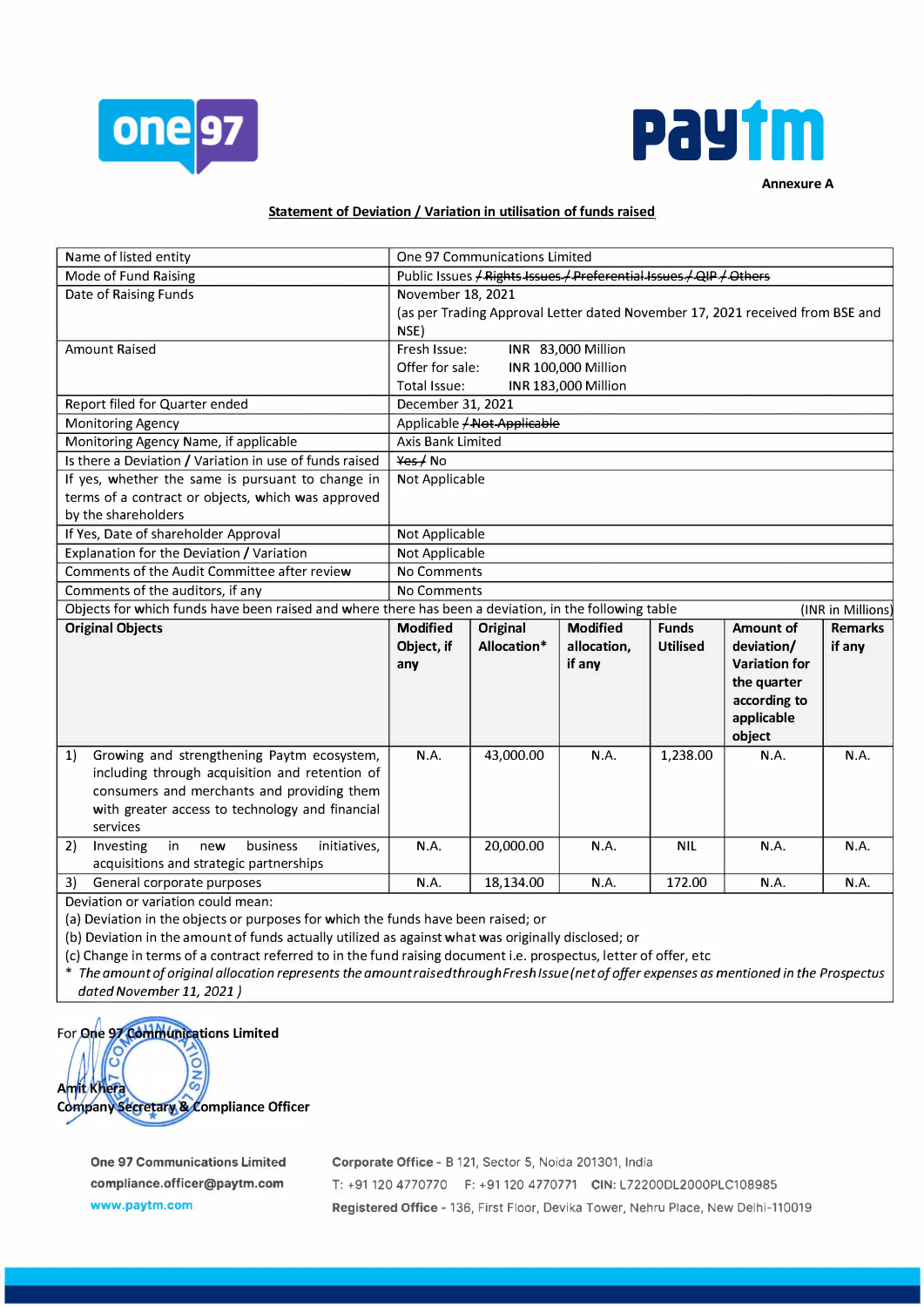Annexure A

**Statement of Deviation / Variation in utilisation of funds raised**

| | |
|---|---|
| Name of listed entity | One 97 Communications Limited |
| Mode of Fund Raising | Public Issues ~~/ Rights Issues / Preferential Issues / QIP / Others~~ |
| Date of Raising Funds | November 18, 2021<br>(as per Trading Approval Letter dated November 17, 2021 received from BSE and NSE) |
| Amount Raised | Fresh Issue: INR 83,000 Million<br>Offer for sale: INR 100,000 Million<br>Total Issue: INR 183,000 Million |
| Report filed for Quarter ended | December 31, 2021 |
| Monitoring Agency | Applicable ~~/ Not Applicable~~ |
| Monitoring Agency Name, if applicable | Axis Bank Limited |
| Is there a Deviation / Variation in use of funds raised | ~~Yes /~~ No |
| If yes, whether the same is pursuant to change in terms of a contract or objects, which was approved by the shareholders | Not Applicable |
| If Yes, Date of shareholder Approval | Not Applicable |
| Explanation for the Deviation / Variation | Not Applicable |
| Comments of the Audit Committee after review | No Comments |
| Comments of the auditors, if any | No Comments |

Objects for which funds have been raised and where there has been a deviation, in the following table (INR in Millions)

| Original Objects | Modified Object, if any | Original Allocation* | Modified allocation, if any | Funds Utilised | Amount of deviation/ Variation for the quarter according to applicable object | Remarks if any |
|---|---|---|---|---|---|---|
| 1) Growing and strengthening Paytm ecosystem, including through acquisition and retention of consumers and merchants and providing them with greater access to technology and financial services | N.A. | 43,000.00 | N.A. | 1,238.00 | N.A. | N.A. |
| 2) Investing in new business initiatives, acquisitions and strategic partnerships | N.A. | 20,000.00 | N.A. | NIL | N.A. | N.A. |
| 3) General corporate purposes | N.A. | 18,134.00 | N.A. | 172.00 | N.A. | N.A. |

Deviation or variation could mean:
(a) Deviation in the objects or purposes for which the funds have been raised; or
(b) Deviation in the amount of funds actually utilized as against what was originally disclosed; or
(c) Change in terms of a contract referred to in the fund raising document i.e. prospectus, letter of offer, etc

\* *The amount of original allocation represents the amount raised through Fresh Issue (net of offer expenses as mentioned in the Prospectus dated November 11, 2021 )*

**For One 97 Communications Limited**

**Amit Khera**
**Company Secretary & Compliance Officer**

**One 97 Communications Limited**
**compliance.officer@paytm.com**
**www.paytm.com**

**Corporate Office** - B 121, Sector 5, Noida 201301, India
T: +91 120 4770770 F: +91 120 4770771 **CIN:** L72200DL2000PLC108985
**Registered Office** - 136, First Floor, Devika Tower, Nehru Place, New Delhi-110019